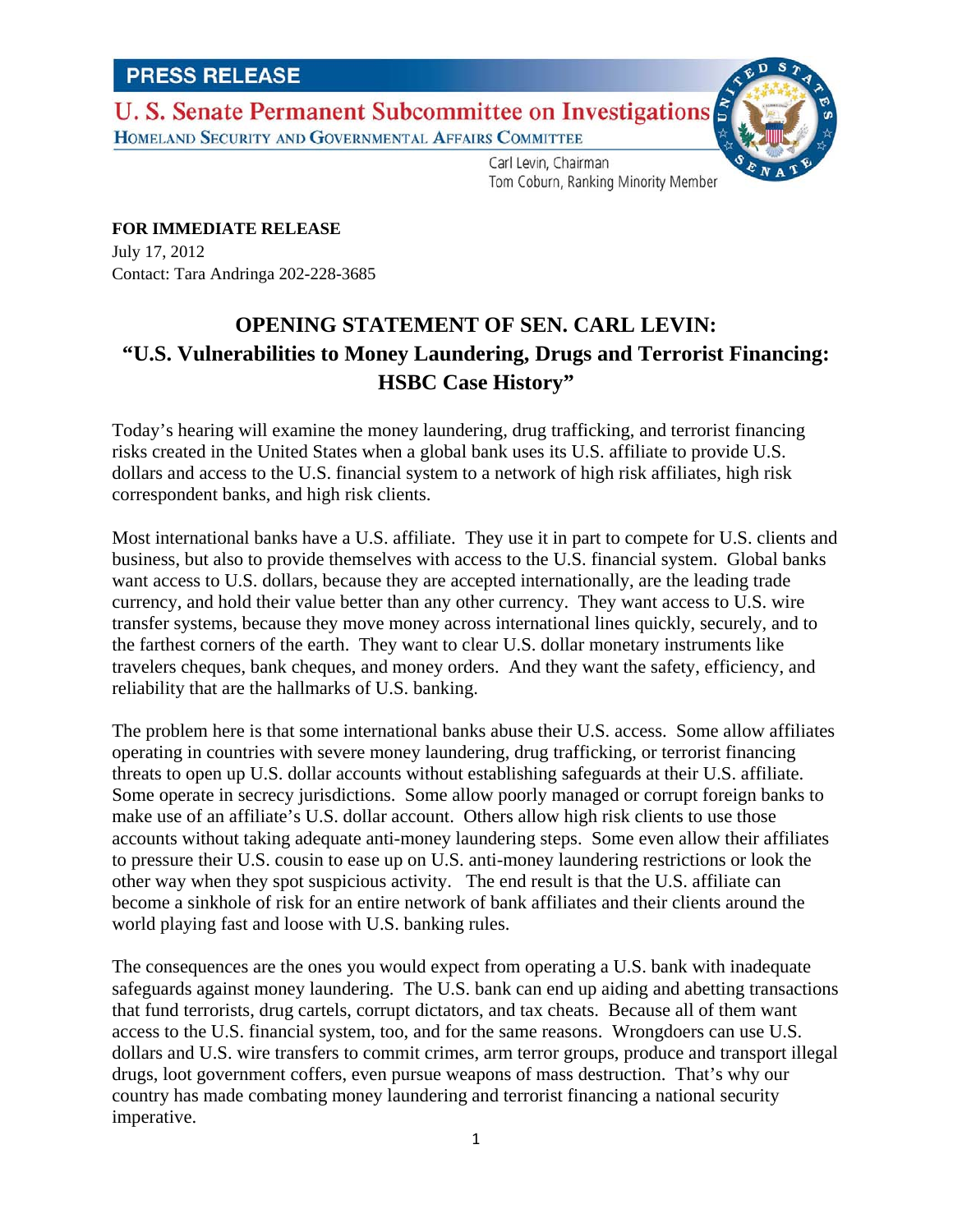**PRESS RELEASE**

**U. S. Senate Permanent Subcommittee on Investigations**

HOMELAND SECURITY AND GOVERNMENTAL AFFAIRS COMMITTEE

Carl Levin, Chairman
Tom Coburn, Ranking Minority Member

**FOR IMMEDIATE RELEASE**
July 17, 2012
Contact: Tara Andringa 202-228-3685

# OPENING STATEMENT OF SEN. CARL LEVIN: "U.S. Vulnerabilities to Money Laundering, Drugs and Terrorist Financing: HSBC Case History"

Today's hearing will examine the money laundering, drug trafficking, and terrorist financing risks created in the United States when a global bank uses its U.S. affiliate to provide U.S. dollars and access to the U.S. financial system to a network of high risk affiliates, high risk correspondent banks, and high risk clients.

Most international banks have a U.S. affiliate. They use it in part to compete for U.S. clients and business, but also to provide themselves with access to the U.S. financial system. Global banks want access to U.S. dollars, because they are accepted internationally, are the leading trade currency, and hold their value better than any other currency. They want access to U.S. wire transfer systems, because they move money across international lines quickly, securely, and to the farthest corners of the earth. They want to clear U.S. dollar monetary instruments like travelers cheques, bank cheques, and money orders. And they want the safety, efficiency, and reliability that are the hallmarks of U.S. banking.

The problem here is that some international banks abuse their U.S. access. Some allow affiliates operating in countries with severe money laundering, drug trafficking, or terrorist financing threats to open up U.S. dollar accounts without establishing safeguards at their U.S. affiliate. Some operate in secrecy jurisdictions. Some allow poorly managed or corrupt foreign banks to make use of an affiliate's U.S. dollar account. Others allow high risk clients to use those accounts without taking adequate anti-money laundering steps. Some even allow their affiliates to pressure their U.S. cousin to ease up on U.S. anti-money laundering restrictions or look the other way when they spot suspicious activity. The end result is that the U.S. affiliate can become a sinkhole of risk for an entire network of bank affiliates and their clients around the world playing fast and loose with U.S. banking rules.

The consequences are the ones you would expect from operating a U.S. bank with inadequate safeguards against money laundering. The U.S. bank can end up aiding and abetting transactions that fund terrorists, drug cartels, corrupt dictators, and tax cheats. Because all of them want access to the U.S. financial system, too, and for the same reasons. Wrongdoers can use U.S. dollars and U.S. wire transfers to commit crimes, arm terror groups, produce and transport illegal drugs, loot government coffers, even pursue weapons of mass destruction. That's why our country has made combating money laundering and terrorist financing a national security imperative.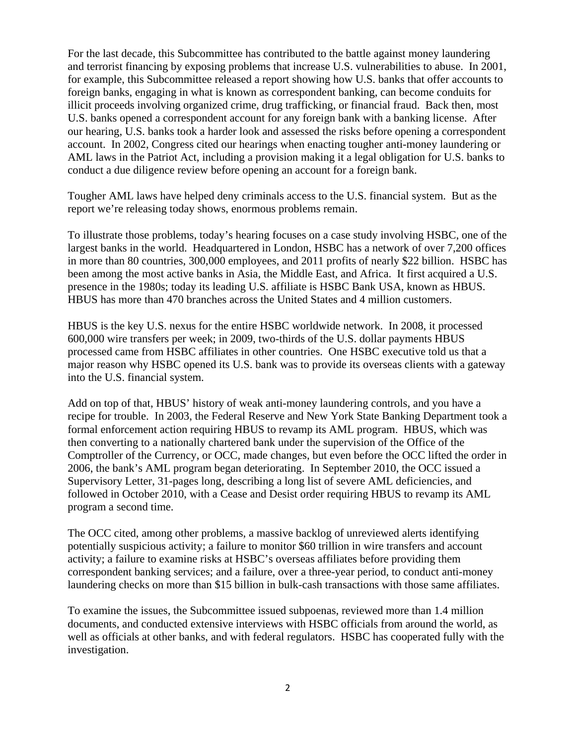For the last decade, this Subcommittee has contributed to the battle against money laundering and terrorist financing by exposing problems that increase U.S. vulnerabilities to abuse. In 2001, for example, this Subcommittee released a report showing how U.S. banks that offer accounts to foreign banks, engaging in what is known as correspondent banking, can become conduits for illicit proceeds involving organized crime, drug trafficking, or financial fraud. Back then, most U.S. banks opened a correspondent account for any foreign bank with a banking license. After our hearing, U.S. banks took a harder look and assessed the risks before opening a correspondent account. In 2002, Congress cited our hearings when enacting tougher anti-money laundering or AML laws in the Patriot Act, including a provision making it a legal obligation for U.S. banks to conduct a due diligence review before opening an account for a foreign bank.

Tougher AML laws have helped deny criminals access to the U.S. financial system. But as the report we're releasing today shows, enormous problems remain.

To illustrate those problems, today's hearing focuses on a case study involving HSBC, one of the largest banks in the world. Headquartered in London, HSBC has a network of over 7,200 offices in more than 80 countries, 300,000 employees, and 2011 profits of nearly $22 billion. HSBC has been among the most active banks in Asia, the Middle East, and Africa. It first acquired a U.S. presence in the 1980s; today its leading U.S. affiliate is HSBC Bank USA, known as HBUS. HBUS has more than 470 branches across the United States and 4 million customers.

HBUS is the key U.S. nexus for the entire HSBC worldwide network. In 2008, it processed 600,000 wire transfers per week; in 2009, two-thirds of the U.S. dollar payments HBUS processed came from HSBC affiliates in other countries. One HSBC executive told us that a major reason why HSBC opened its U.S. bank was to provide its overseas clients with a gateway into the U.S. financial system.

Add on top of that, HBUS' history of weak anti-money laundering controls, and you have a recipe for trouble. In 2003, the Federal Reserve and New York State Banking Department took a formal enforcement action requiring HBUS to revamp its AML program. HBUS, which was then converting to a nationally chartered bank under the supervision of the Office of the Comptroller of the Currency, or OCC, made changes, but even before the OCC lifted the order in 2006, the bank's AML program began deteriorating. In September 2010, the OCC issued a Supervisory Letter, 31-pages long, describing a long list of severe AML deficiencies, and followed in October 2010, with a Cease and Desist order requiring HBUS to revamp its AML program a second time.

The OCC cited, among other problems, a massive backlog of unreviewed alerts identifying potentially suspicious activity; a failure to monitor $60 trillion in wire transfers and account activity; a failure to examine risks at HSBC's overseas affiliates before providing them correspondent banking services; and a failure, over a three-year period, to conduct anti-money laundering checks on more than $15 billion in bulk-cash transactions with those same affiliates.

To examine the issues, the Subcommittee issued subpoenas, reviewed more than 1.4 million documents, and conducted extensive interviews with HSBC officials from around the world, as well as officials at other banks, and with federal regulators. HSBC has cooperated fully with the investigation.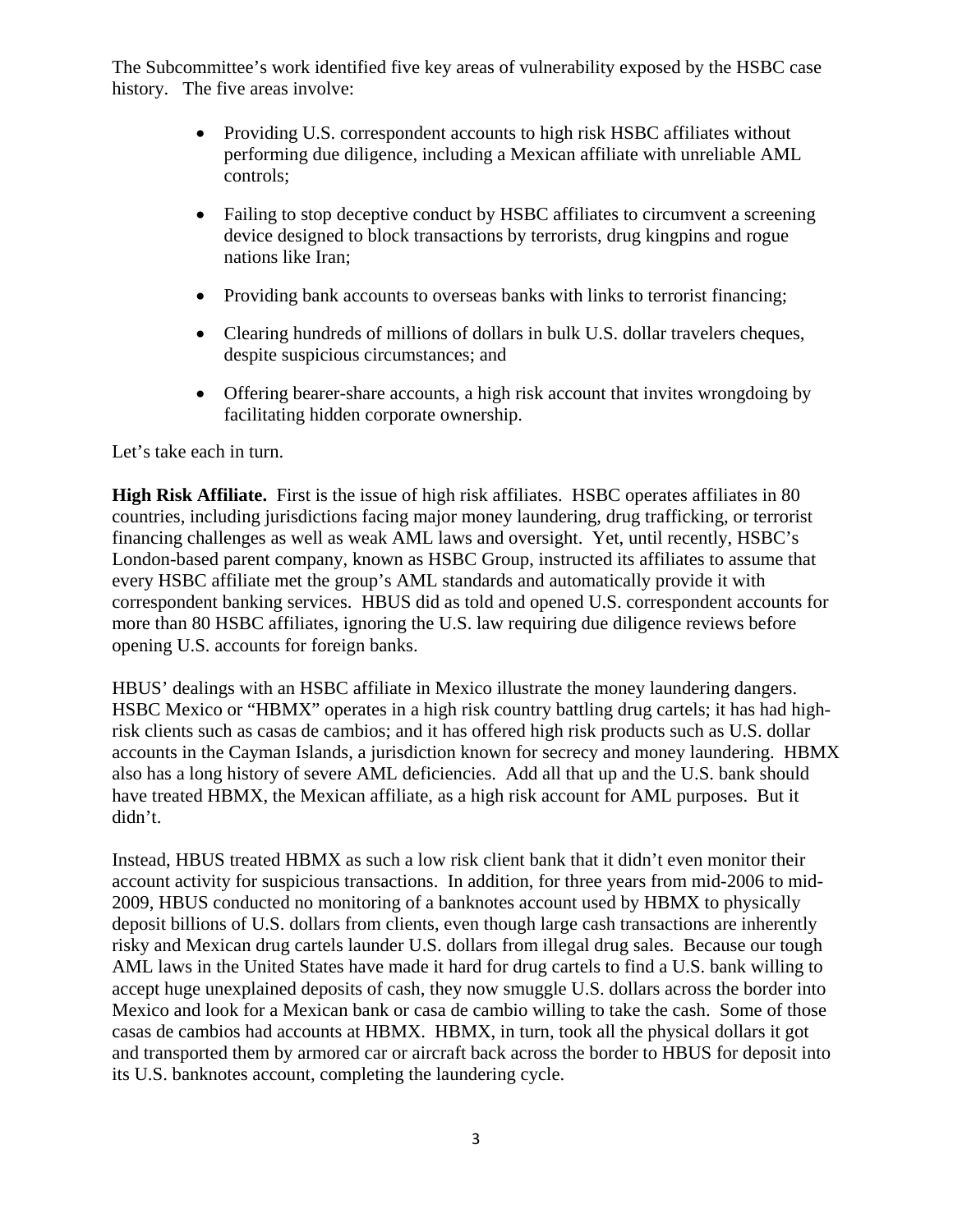The Subcommittee's work identified five key areas of vulnerability exposed by the HSBC case history. The five areas involve:

- Providing U.S. correspondent accounts to high risk HSBC affiliates without performing due diligence, including a Mexican affiliate with unreliable AML controls;
- Failing to stop deceptive conduct by HSBC affiliates to circumvent a screening device designed to block transactions by terrorists, drug kingpins and rogue nations like Iran;
- Providing bank accounts to overseas banks with links to terrorist financing;
- Clearing hundreds of millions of dollars in bulk U.S. dollar travelers cheques, despite suspicious circumstances; and
- Offering bearer-share accounts, a high risk account that invites wrongdoing by facilitating hidden corporate ownership.

Let's take each in turn.

**High Risk Affiliate.** First is the issue of high risk affiliates. HSBC operates affiliates in 80 countries, including jurisdictions facing major money laundering, drug trafficking, or terrorist financing challenges as well as weak AML laws and oversight. Yet, until recently, HSBC's London-based parent company, known as HSBC Group, instructed its affiliates to assume that every HSBC affiliate met the group's AML standards and automatically provide it with correspondent banking services. HBUS did as told and opened U.S. correspondent accounts for more than 80 HSBC affiliates, ignoring the U.S. law requiring due diligence reviews before opening U.S. accounts for foreign banks.

HBUS' dealings with an HSBC affiliate in Mexico illustrate the money laundering dangers. HSBC Mexico or "HBMX" operates in a high risk country battling drug cartels; it has had high-risk clients such as casas de cambios; and it has offered high risk products such as U.S. dollar accounts in the Cayman Islands, a jurisdiction known for secrecy and money laundering. HBMX also has a long history of severe AML deficiencies. Add all that up and the U.S. bank should have treated HBMX, the Mexican affiliate, as a high risk account for AML purposes. But it didn't.

Instead, HBUS treated HBMX as such a low risk client bank that it didn't even monitor their account activity for suspicious transactions. In addition, for three years from mid-2006 to mid-2009, HBUS conducted no monitoring of a banknotes account used by HBMX to physically deposit billions of U.S. dollars from clients, even though large cash transactions are inherently risky and Mexican drug cartels launder U.S. dollars from illegal drug sales. Because our tough AML laws in the United States have made it hard for drug cartels to find a U.S. bank willing to accept huge unexplained deposits of cash, they now smuggle U.S. dollars across the border into Mexico and look for a Mexican bank or casa de cambio willing to take the cash. Some of those casas de cambios had accounts at HBMX. HBMX, in turn, took all the physical dollars it got and transported them by armored car or aircraft back across the border to HBUS for deposit into its U.S. banknotes account, completing the laundering cycle.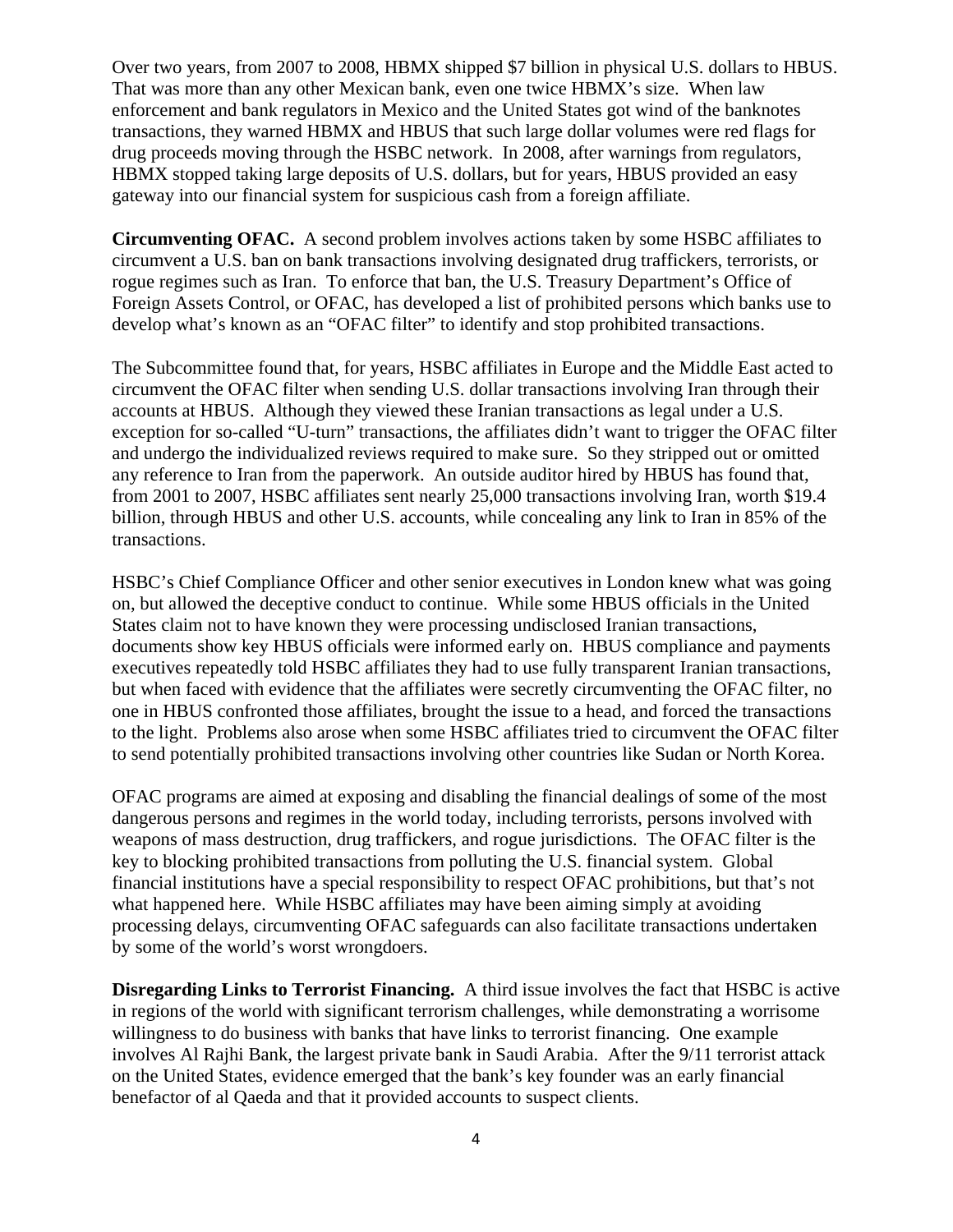Over two years, from 2007 to 2008, HBMX shipped $7 billion in physical U.S. dollars to HBUS. That was more than any other Mexican bank, even one twice HBMX's size. When law enforcement and bank regulators in Mexico and the United States got wind of the banknotes transactions, they warned HBMX and HBUS that such large dollar volumes were red flags for drug proceeds moving through the HSBC network. In 2008, after warnings from regulators, HBMX stopped taking large deposits of U.S. dollars, but for years, HBUS provided an easy gateway into our financial system for suspicious cash from a foreign affiliate.

**Circumventing OFAC.** A second problem involves actions taken by some HSBC affiliates to circumvent a U.S. ban on bank transactions involving designated drug traffickers, terrorists, or rogue regimes such as Iran. To enforce that ban, the U.S. Treasury Department's Office of Foreign Assets Control, or OFAC, has developed a list of prohibited persons which banks use to develop what's known as an "OFAC filter" to identify and stop prohibited transactions.

The Subcommittee found that, for years, HSBC affiliates in Europe and the Middle East acted to circumvent the OFAC filter when sending U.S. dollar transactions involving Iran through their accounts at HBUS. Although they viewed these Iranian transactions as legal under a U.S. exception for so-called "U-turn" transactions, the affiliates didn't want to trigger the OFAC filter and undergo the individualized reviews required to make sure. So they stripped out or omitted any reference to Iran from the paperwork. An outside auditor hired by HBUS has found that, from 2001 to 2007, HSBC affiliates sent nearly 25,000 transactions involving Iran, worth $19.4 billion, through HBUS and other U.S. accounts, while concealing any link to Iran in 85% of the transactions.

HSBC's Chief Compliance Officer and other senior executives in London knew what was going on, but allowed the deceptive conduct to continue. While some HBUS officials in the United States claim not to have known they were processing undisclosed Iranian transactions, documents show key HBUS officials were informed early on. HBUS compliance and payments executives repeatedly told HSBC affiliates they had to use fully transparent Iranian transactions, but when faced with evidence that the affiliates were secretly circumventing the OFAC filter, no one in HBUS confronted those affiliates, brought the issue to a head, and forced the transactions to the light. Problems also arose when some HSBC affiliates tried to circumvent the OFAC filter to send potentially prohibited transactions involving other countries like Sudan or North Korea.

OFAC programs are aimed at exposing and disabling the financial dealings of some of the most dangerous persons and regimes in the world today, including terrorists, persons involved with weapons of mass destruction, drug traffickers, and rogue jurisdictions. The OFAC filter is the key to blocking prohibited transactions from polluting the U.S. financial system. Global financial institutions have a special responsibility to respect OFAC prohibitions, but that's not what happened here. While HSBC affiliates may have been aiming simply at avoiding processing delays, circumventing OFAC safeguards can also facilitate transactions undertaken by some of the world's worst wrongdoers.

**Disregarding Links to Terrorist Financing.** A third issue involves the fact that HSBC is active in regions of the world with significant terrorism challenges, while demonstrating a worrisome willingness to do business with banks that have links to terrorist financing. One example involves Al Rajhi Bank, the largest private bank in Saudi Arabia. After the 9/11 terrorist attack on the United States, evidence emerged that the bank's key founder was an early financial benefactor of al Qaeda and that it provided accounts to suspect clients.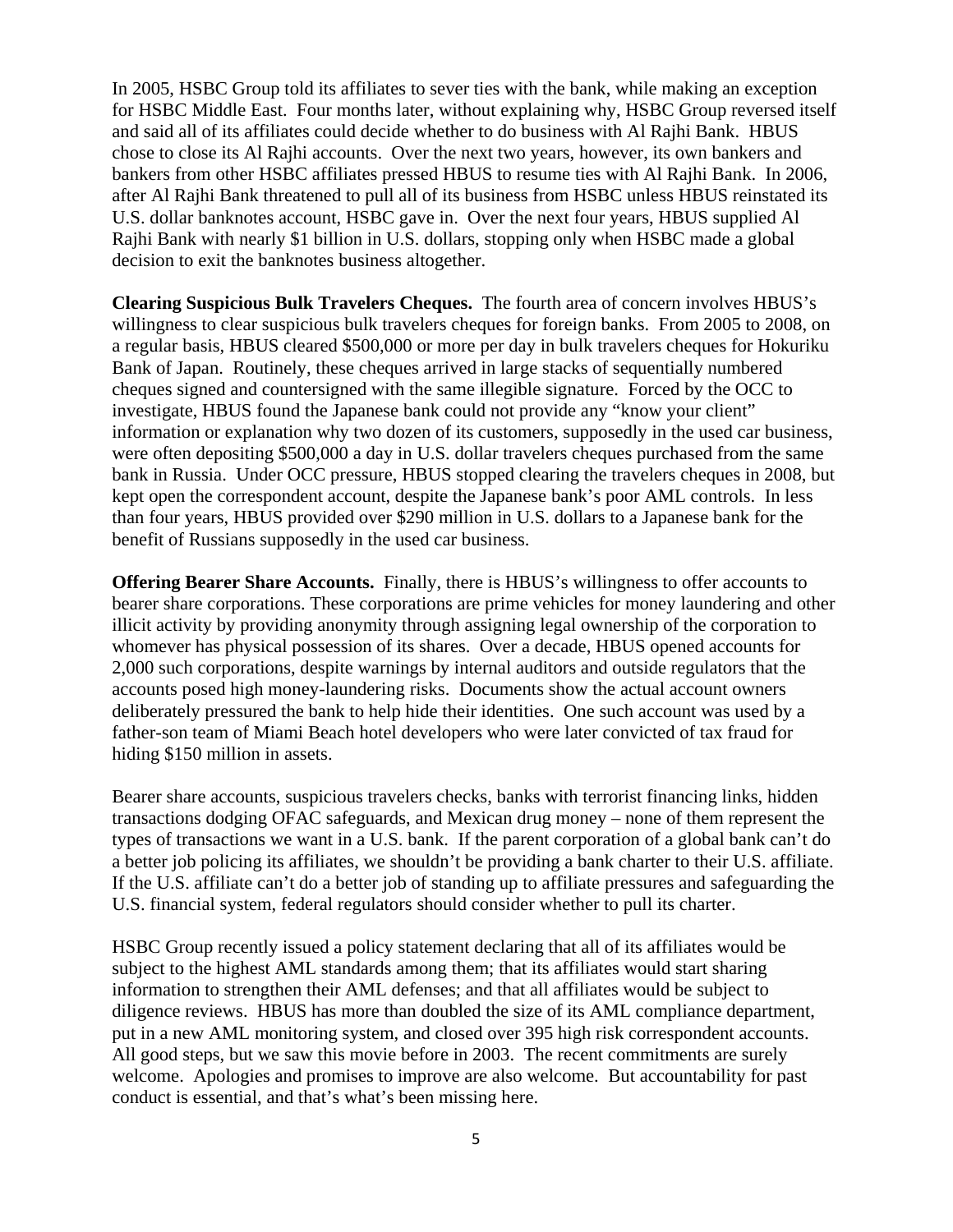In 2005, HSBC Group told its affiliates to sever ties with the bank, while making an exception for HSBC Middle East. Four months later, without explaining why, HSBC Group reversed itself and said all of its affiliates could decide whether to do business with Al Rajhi Bank. HBUS chose to close its Al Rajhi accounts. Over the next two years, however, its own bankers and bankers from other HSBC affiliates pressed HBUS to resume ties with Al Rajhi Bank. In 2006, after Al Rajhi Bank threatened to pull all of its business from HSBC unless HBUS reinstated its U.S. dollar banknotes account, HSBC gave in. Over the next four years, HBUS supplied Al Rajhi Bank with nearly $1 billion in U.S. dollars, stopping only when HSBC made a global decision to exit the banknotes business altogether.

**Clearing Suspicious Bulk Travelers Cheques.** The fourth area of concern involves HBUS's willingness to clear suspicious bulk travelers cheques for foreign banks. From 2005 to 2008, on a regular basis, HBUS cleared $500,000 or more per day in bulk travelers cheques for Hokuriku Bank of Japan. Routinely, these cheques arrived in large stacks of sequentially numbered cheques signed and countersigned with the same illegible signature. Forced by the OCC to investigate, HBUS found the Japanese bank could not provide any "know your client" information or explanation why two dozen of its customers, supposedly in the used car business, were often depositing $500,000 a day in U.S. dollar travelers cheques purchased from the same bank in Russia. Under OCC pressure, HBUS stopped clearing the travelers cheques in 2008, but kept open the correspondent account, despite the Japanese bank's poor AML controls. In less than four years, HBUS provided over $290 million in U.S. dollars to a Japanese bank for the benefit of Russians supposedly in the used car business.

**Offering Bearer Share Accounts.** Finally, there is HBUS's willingness to offer accounts to bearer share corporations. These corporations are prime vehicles for money laundering and other illicit activity by providing anonymity through assigning legal ownership of the corporation to whomever has physical possession of its shares. Over a decade, HBUS opened accounts for 2,000 such corporations, despite warnings by internal auditors and outside regulators that the accounts posed high money-laundering risks. Documents show the actual account owners deliberately pressured the bank to help hide their identities. One such account was used by a father-son team of Miami Beach hotel developers who were later convicted of tax fraud for hiding $150 million in assets.

Bearer share accounts, suspicious travelers checks, banks with terrorist financing links, hidden transactions dodging OFAC safeguards, and Mexican drug money – none of them represent the types of transactions we want in a U.S. bank. If the parent corporation of a global bank can't do a better job policing its affiliates, we shouldn't be providing a bank charter to their U.S. affiliate. If the U.S. affiliate can't do a better job of standing up to affiliate pressures and safeguarding the U.S. financial system, federal regulators should consider whether to pull its charter.

HSBC Group recently issued a policy statement declaring that all of its affiliates would be subject to the highest AML standards among them; that its affiliates would start sharing information to strengthen their AML defenses; and that all affiliates would be subject to diligence reviews. HBUS has more than doubled the size of its AML compliance department, put in a new AML monitoring system, and closed over 395 high risk correspondent accounts. All good steps, but we saw this movie before in 2003. The recent commitments are surely welcome. Apologies and promises to improve are also welcome. But accountability for past conduct is essential, and that's what's been missing here.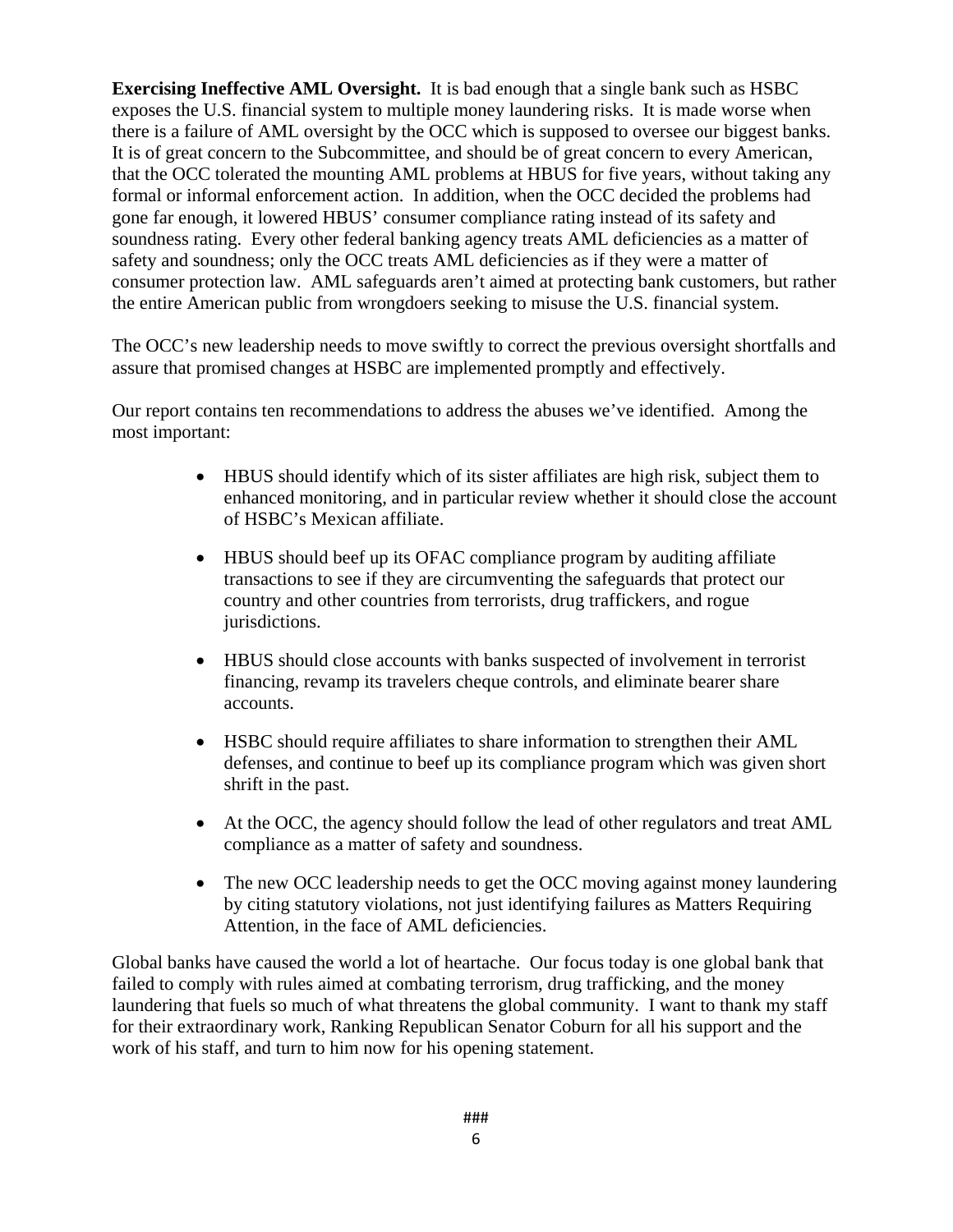**Exercising Ineffective AML Oversight.** It is bad enough that a single bank such as HSBC exposes the U.S. financial system to multiple money laundering risks. It is made worse when there is a failure of AML oversight by the OCC which is supposed to oversee our biggest banks. It is of great concern to the Subcommittee, and should be of great concern to every American, that the OCC tolerated the mounting AML problems at HBUS for five years, without taking any formal or informal enforcement action. In addition, when the OCC decided the problems had gone far enough, it lowered HBUS' consumer compliance rating instead of its safety and soundness rating. Every other federal banking agency treats AML deficiencies as a matter of safety and soundness; only the OCC treats AML deficiencies as if they were a matter of consumer protection law. AML safeguards aren't aimed at protecting bank customers, but rather the entire American public from wrongdoers seeking to misuse the U.S. financial system.

The OCC's new leadership needs to move swiftly to correct the previous oversight shortfalls and assure that promised changes at HSBC are implemented promptly and effectively.

Our report contains ten recommendations to address the abuses we've identified. Among the most important:

- HBUS should identify which of its sister affiliates are high risk, subject them to enhanced monitoring, and in particular review whether it should close the account of HSBC's Mexican affiliate.
- HBUS should beef up its OFAC compliance program by auditing affiliate transactions to see if they are circumventing the safeguards that protect our country and other countries from terrorists, drug traffickers, and rogue jurisdictions.
- HBUS should close accounts with banks suspected of involvement in terrorist financing, revamp its travelers cheque controls, and eliminate bearer share accounts.
- HSBC should require affiliates to share information to strengthen their AML defenses, and continue to beef up its compliance program which was given short shrift in the past.
- At the OCC, the agency should follow the lead of other regulators and treat AML compliance as a matter of safety and soundness.
- The new OCC leadership needs to get the OCC moving against money laundering by citing statutory violations, not just identifying failures as Matters Requiring Attention, in the face of AML deficiencies.

Global banks have caused the world a lot of heartache. Our focus today is one global bank that failed to comply with rules aimed at combating terrorism, drug trafficking, and the money laundering that fuels so much of what threatens the global community. I want to thank my staff for their extraordinary work, Ranking Republican Senator Coburn for all his support and the work of his staff, and turn to him now for his opening statement.

###